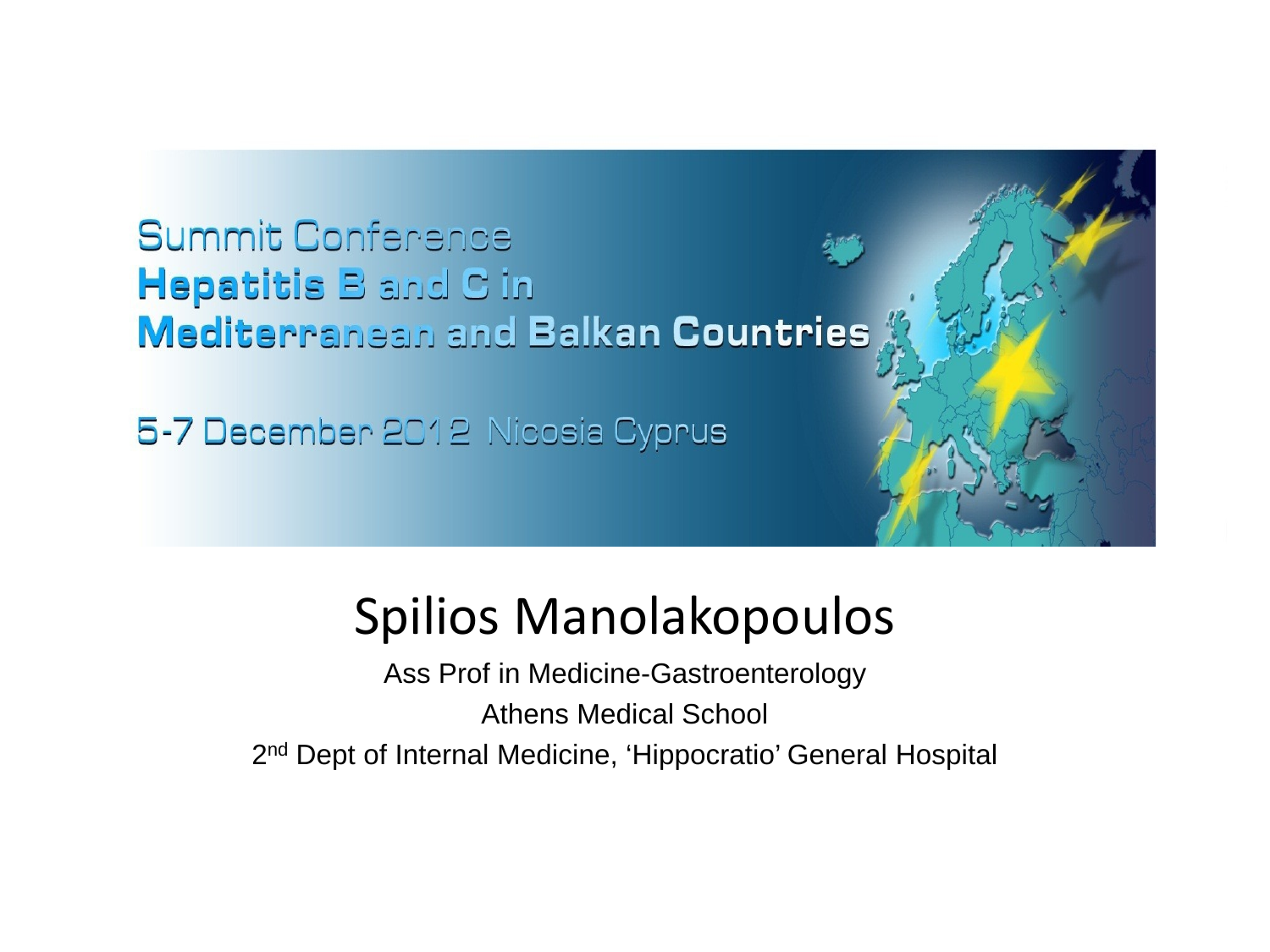Summit Conference

**Hepatitis B and C in Mediterranean and Balkan Countries**

5-7 December 2012 Nicosia Cyprus

# Spilios Manolakopoulos

Ass Prof in Medicine-Gastroenterology

Athens Medical School

2nd Dept of Internal Medicine, 'Hippocratio' General Hospital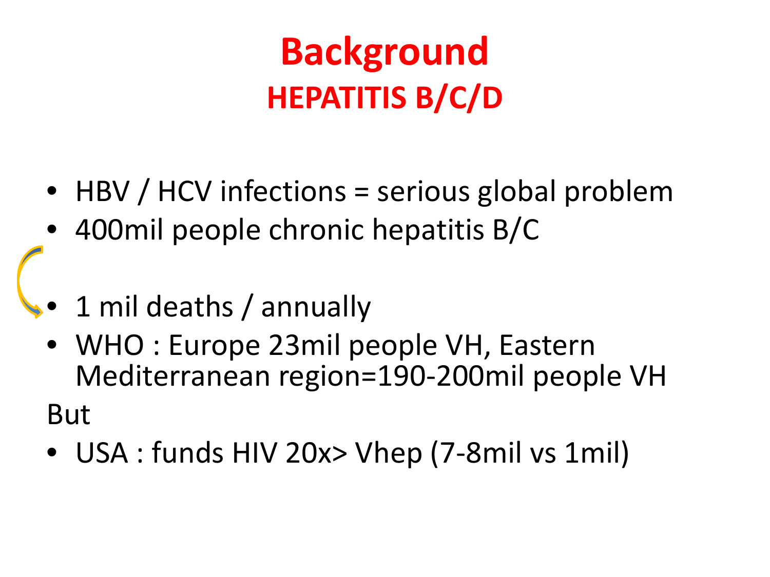# Background

## HEPATITIS B/C/D

- HBV / HCV infections = serious global problem
- 400mil people chronic hepatitis B/C
- 1 mil deaths / annually
- WHO : Europe 23mil people VH, Eastern Mediterranean region=190-200mil people VH

But

- USA : funds HIV 20x> Vhep (7-8mil vs 1mil)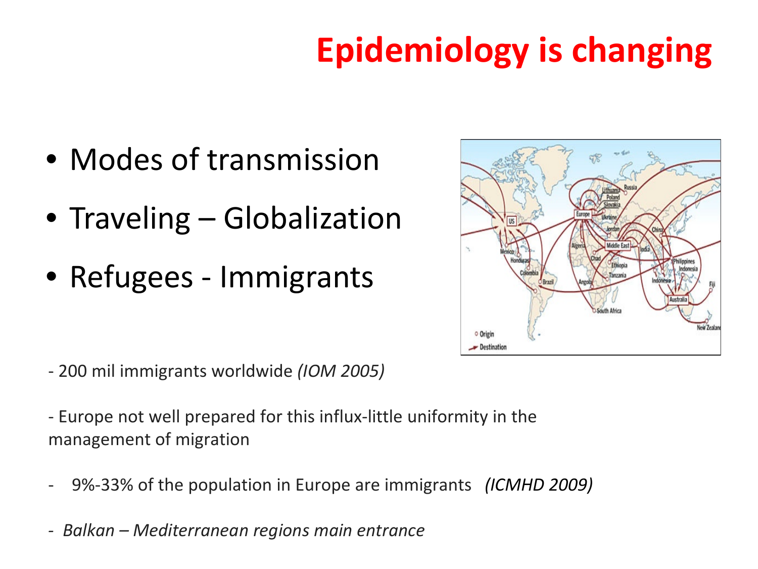# Epidemiology is changing

- Modes of transmission
- Traveling – Globalization
- Refugees - Immigrants

- 200 mil immigrants worldwide *(IOM 2005)*

- Europe not well prepared for this influx-little uniformity in the management of migration

- 9%-33% of the population in Europe are immigrants *(ICMHD 2009)*

- *Balkan – Mediterranean regions main entrance*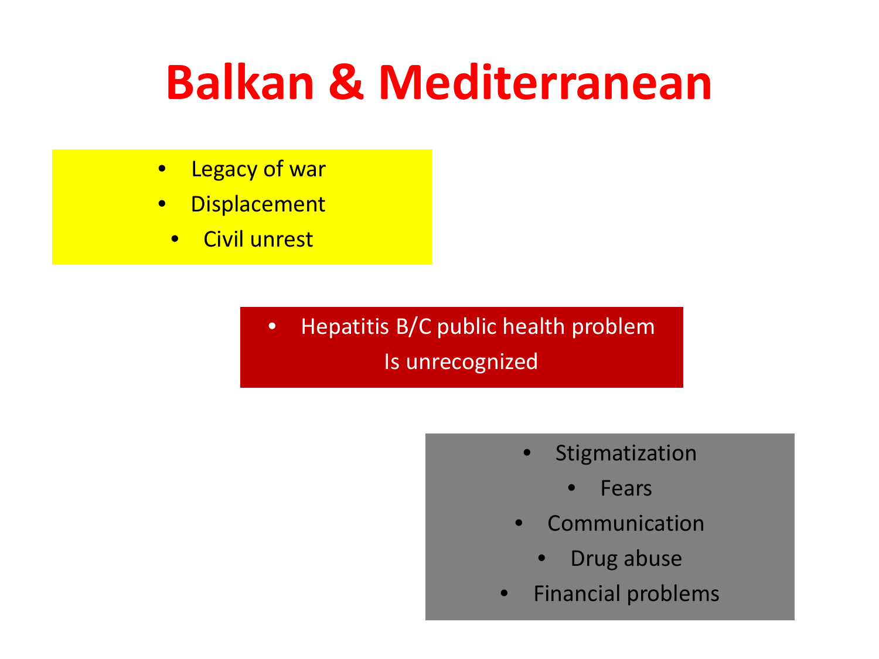# Balkan & Mediterranean

- Legacy of war
- Displacement
- Civil unrest

- Hepatitis B/C public health problem Is unrecognized

- Stigmatization
- Fears
- Communication
- Drug abuse
- Financial problems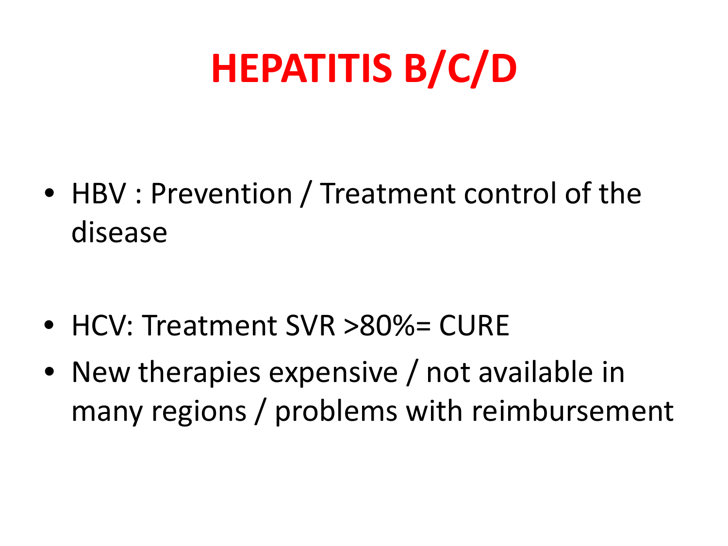# HEPATITIS B/C/D

- HBV : Prevention / Treatment control of the disease

- HCV: Treatment SVR >80%= CURE
- New therapies expensive / not available in many regions / problems with reimbursement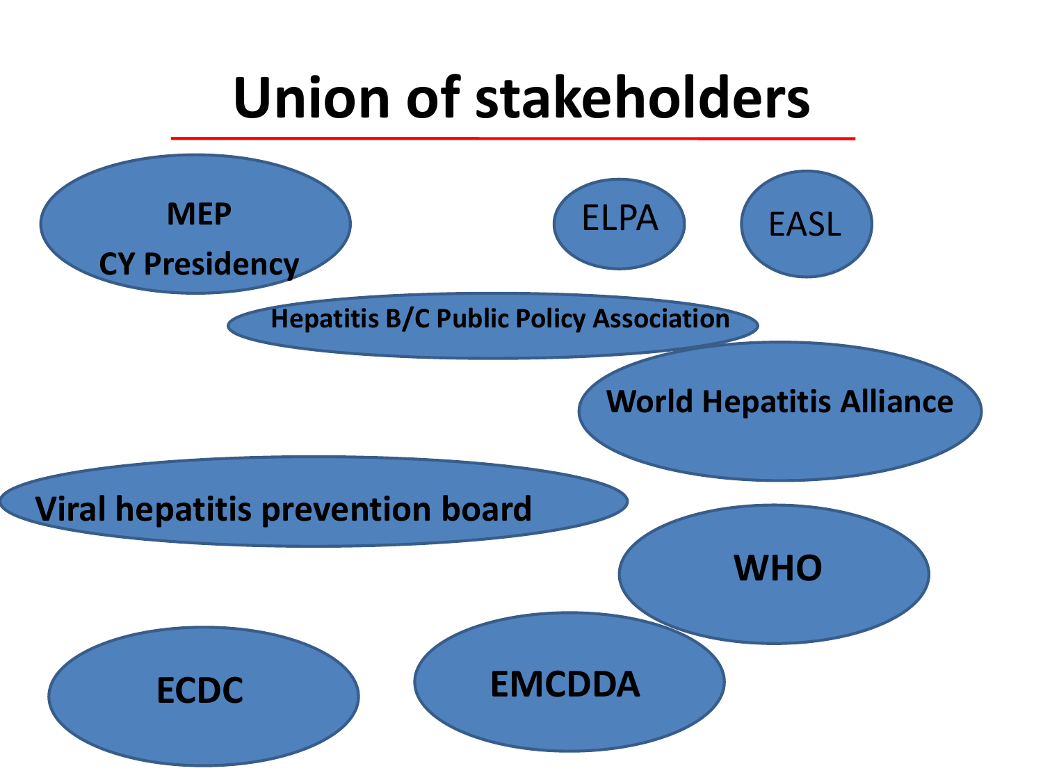# Union of stakeholders

- MEP CY Presidency
- ELPA
- EASL
- Hepatitis B/C Public Policy Association
- World Hepatitis Alliance
- Viral hepatitis prevention board
- WHO
- ECDC
- EMCDDA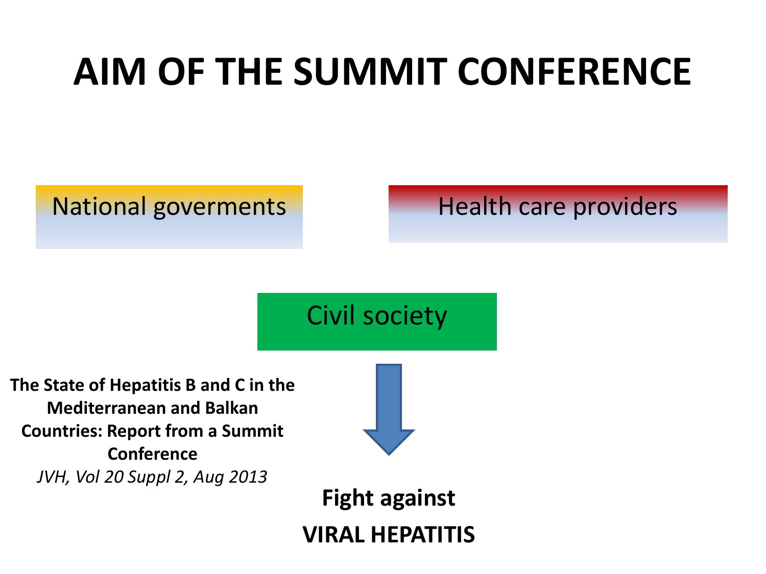# AIM OF THE SUMMIT CONFERENCE

National goverments

Health care providers

Civil society

**The State of Hepatitis B and C in the Mediterranean and Balkan Countries: Report from a Summit Conference**
*JVH, Vol 20 Suppl 2, Aug 2013*

**Fight against**

**VIRAL HEPATITIS**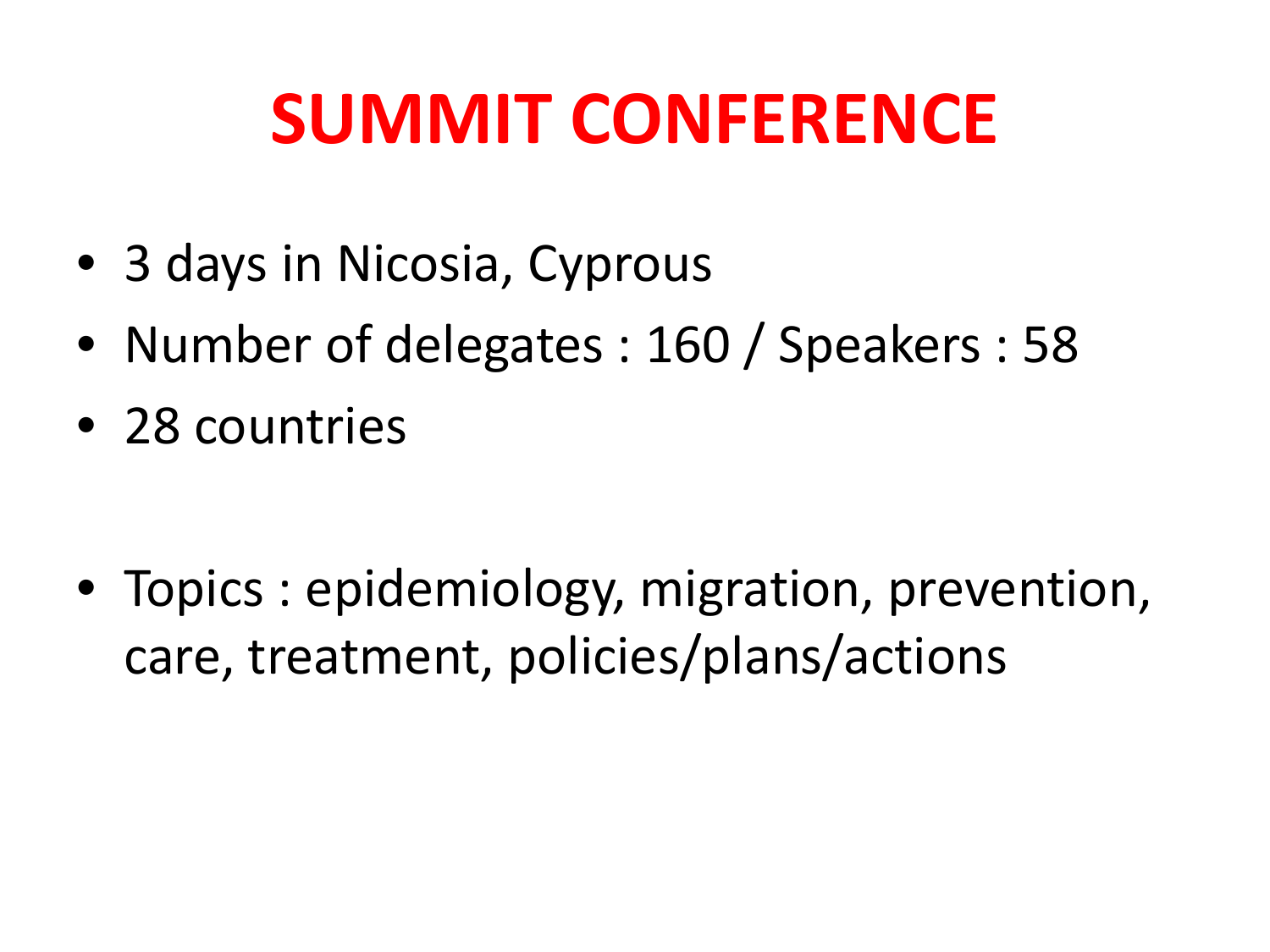# SUMMIT CONFERENCE

- 3 days in Nicosia, Cyprous
- Number of delegates : 160 / Speakers : 58
- 28 countries

- Topics : epidemiology, migration, prevention, care, treatment, policies/plans/actions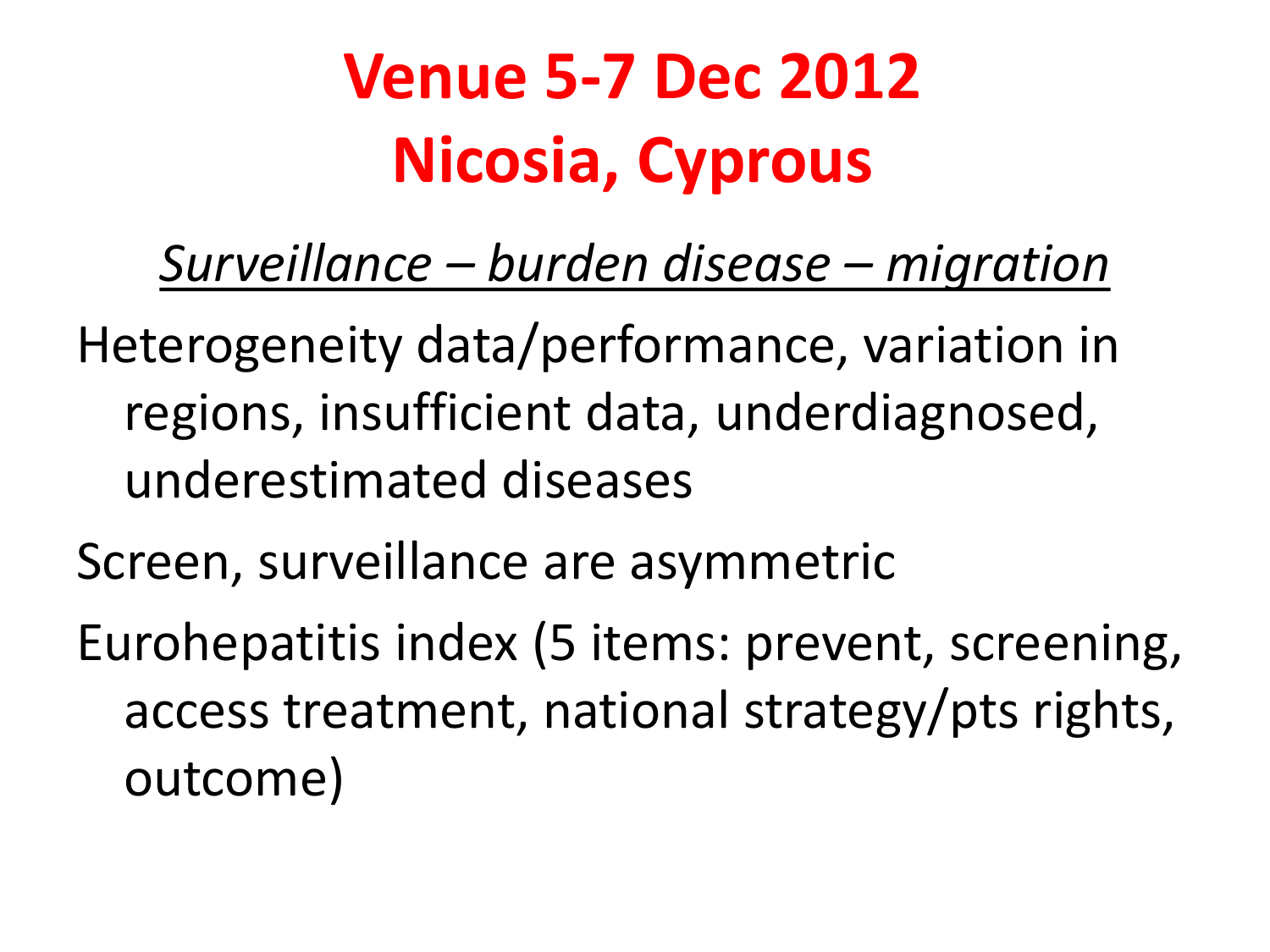# Venue 5-7 Dec 2012
# Nicosia, Cyprous

*Surveillance – burden disease – migration*

Heterogeneity data/performance, variation in regions, insufficient data, underdiagnosed, underestimated diseases

Screen, surveillance are asymmetric

Eurohepatitis index (5 items: prevent, screening, access treatment, national strategy/pts rights, outcome)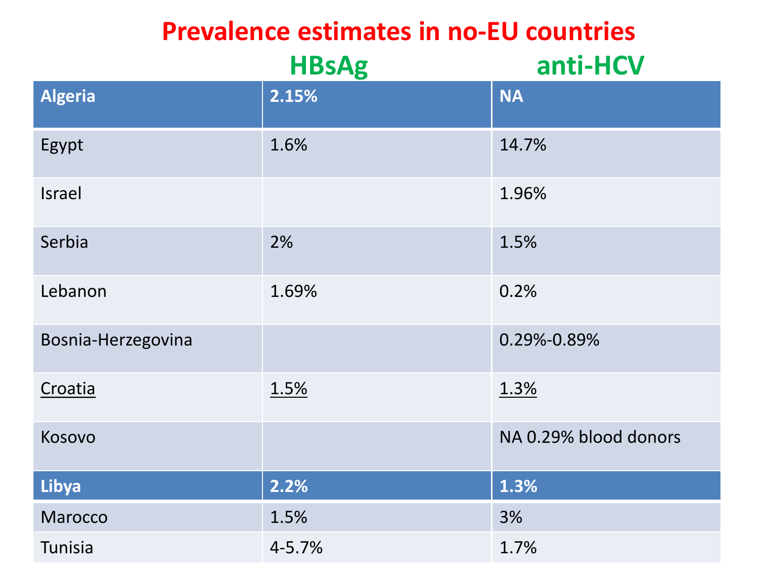# Prevalence estimates in no-EU countries

| | HBsAg | anti-HCV |
|---|---|---|
| **Algeria** | **2.15%** | **NA** |
| Egypt | 1.6% | 14.7% |
| Israel | | 1.96% |
| Serbia | 2% | 1.5% |
| Lebanon | 1.69% | 0.2% |
| Bosnia-Herzegovina | | 0.29%-0.89% |
| Croatia | 1.5% | 1.3% |
| Kosovo | | NA 0.29% blood donors |
| **Libya** | **2.2%** | **1.3%** |
| Marocco | 1.5% | 3% |
| Tunisia | 4-5.7% | 1.7% |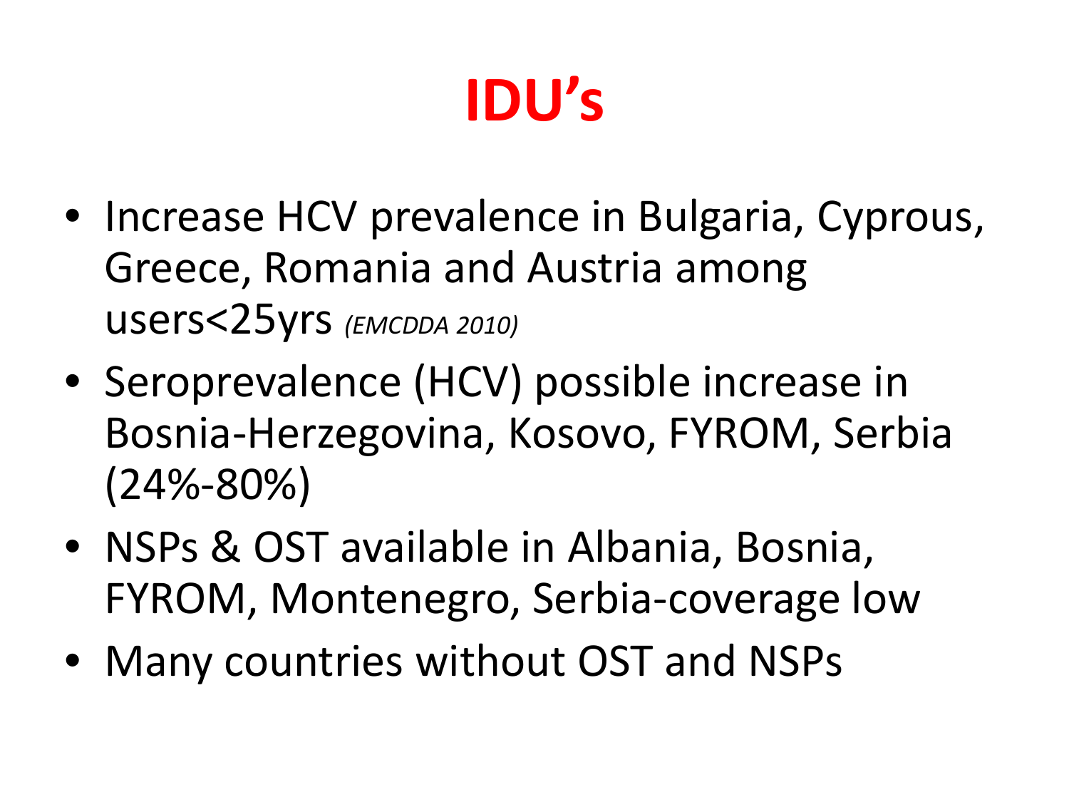# IDU's

- Increase HCV prevalence in Bulgaria, Cyprous, Greece, Romania and Austria among users<25yrs *(EMCDDA 2010)*
- Seroprevalence (HCV) possible increase in Bosnia-Herzegovina, Kosovo, FYROM, Serbia (24%-80%)
- NSPs & OST available in Albania, Bosnia, FYROM, Montenegro, Serbia-coverage low
- Many countries without OST and NSPs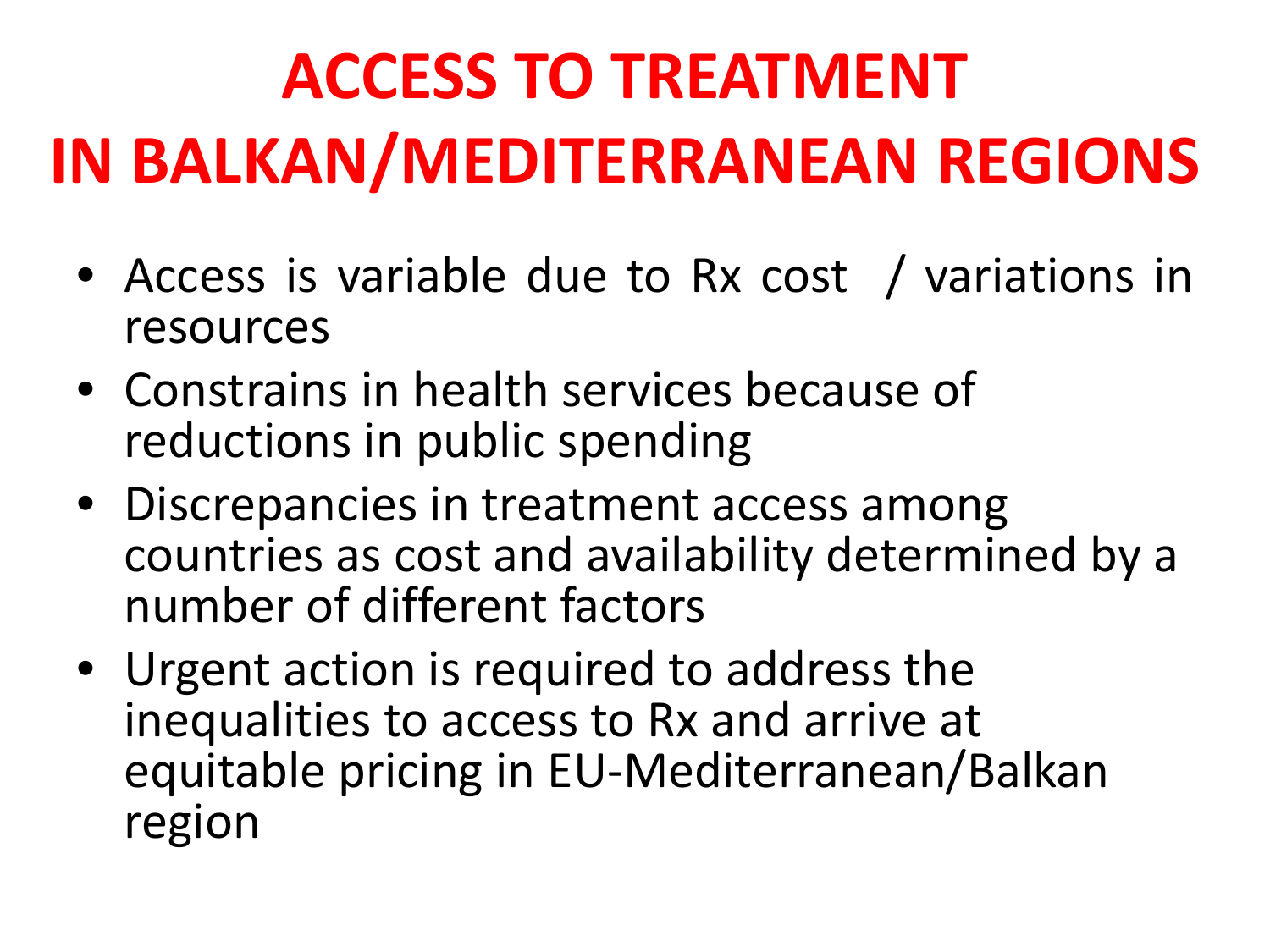# ACCESS TO TREATMENT IN BALKAN/MEDITERRANEAN REGIONS

- Access is variable due to Rx cost / variations in resources
- Constrains in health services because of reductions in public spending
- Discrepancies in treatment access among countries as cost and availability determined by a number of different factors
- Urgent action is required to address the inequalities to access to Rx and arrive at equitable pricing in EU-Mediterranean/Balkan region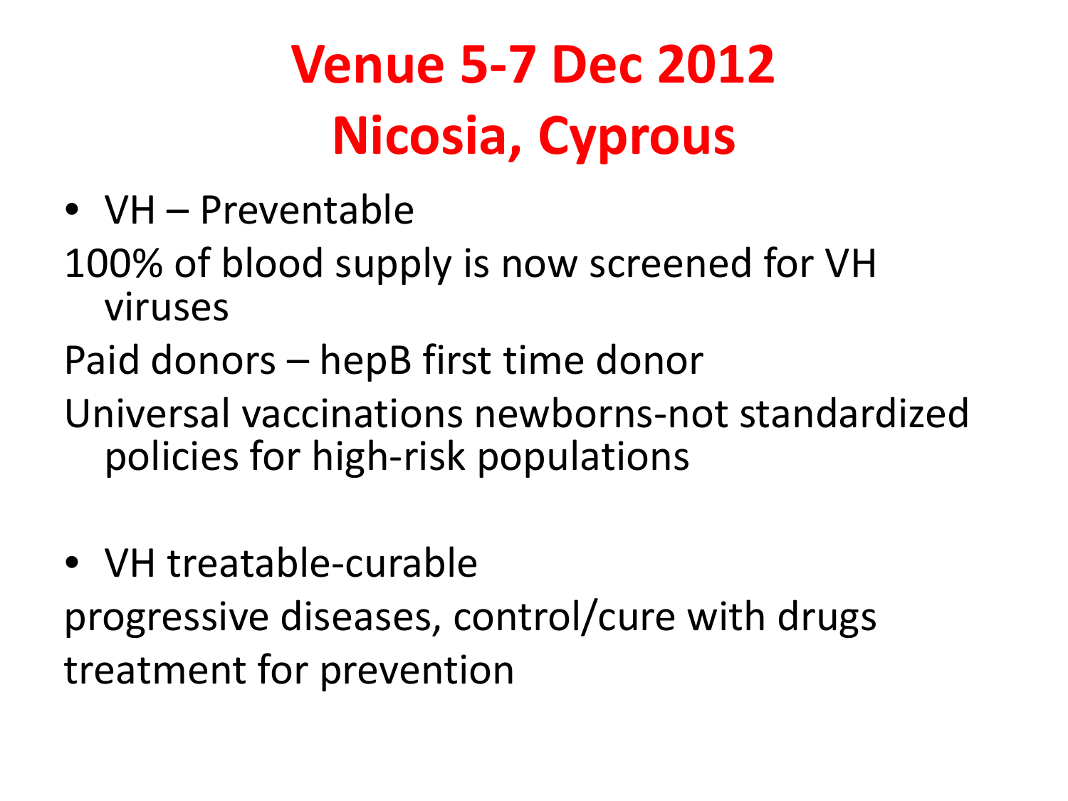# Venue 5-7 Dec 2012
# Nicosia, Cyprous

- VH – Preventable

100% of blood supply is now screened for VH viruses

Paid donors – hepB first time donor

Universal vaccinations newborns-not standardized policies for high-risk populations

- VH treatable-curable

progressive diseases, control/cure with drugs

treatment for prevention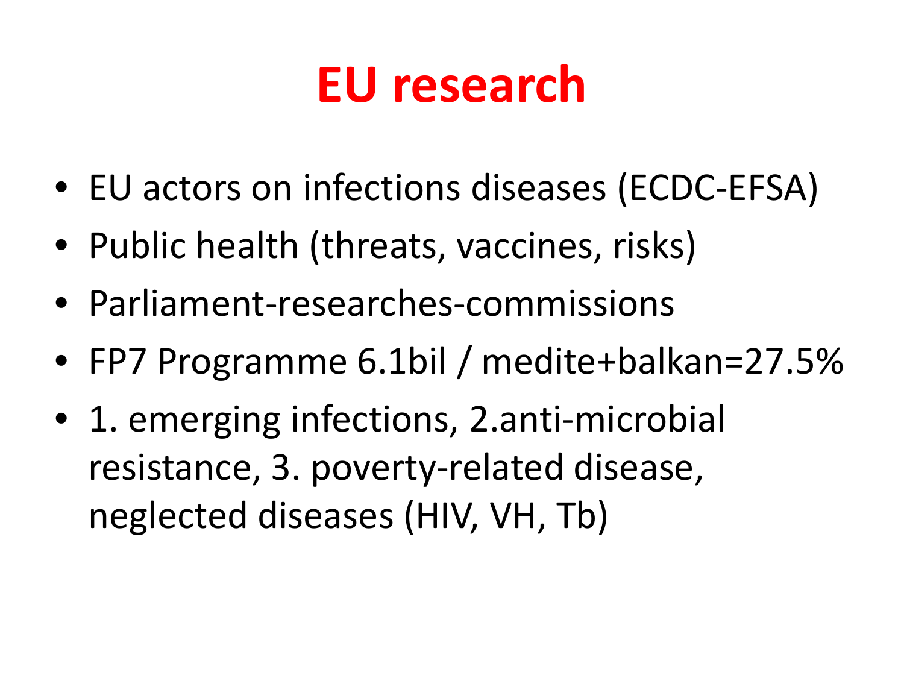# EU research

- EU actors on infections diseases (ECDC-EFSA)
- Public health (threats, vaccines, risks)
- Parliament-researches-commissions
- FP7 Programme 6.1bil / medite+balkan=27.5%
- 1. emerging infections, 2.anti-microbial resistance, 3. poverty-related disease, neglected diseases (HIV, VH, Tb)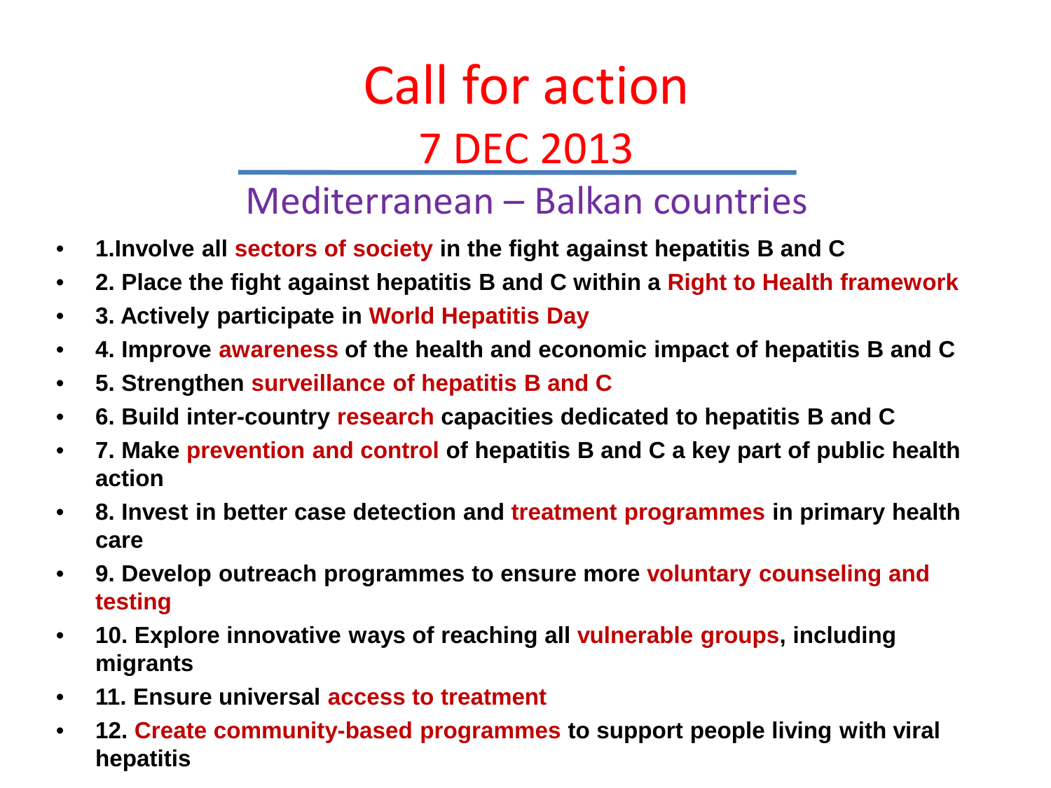# Call for action

## 7 DEC 2013

### Mediterranean – Balkan countries

- **1.Involve all sectors of society in the fight against hepatitis B and C**
- **2. Place the fight against hepatitis B and C within a Right to Health framework**
- **3. Actively participate in World Hepatitis Day**
- **4. Improve awareness of the health and economic impact of hepatitis B and C**
- **5. Strengthen surveillance of hepatitis B and C**
- **6. Build inter-country research capacities dedicated to hepatitis B and C**
- **7. Make prevention and control of hepatitis B and C a key part of public health action**
- **8. Invest in better case detection and treatment programmes in primary health care**
- **9. Develop outreach programmes to ensure more voluntary counseling and testing**
- **10. Explore innovative ways of reaching all vulnerable groups, including migrants**
- **11. Ensure universal access to treatment**
- **12. Create community-based programmes to support people living with viral hepatitis**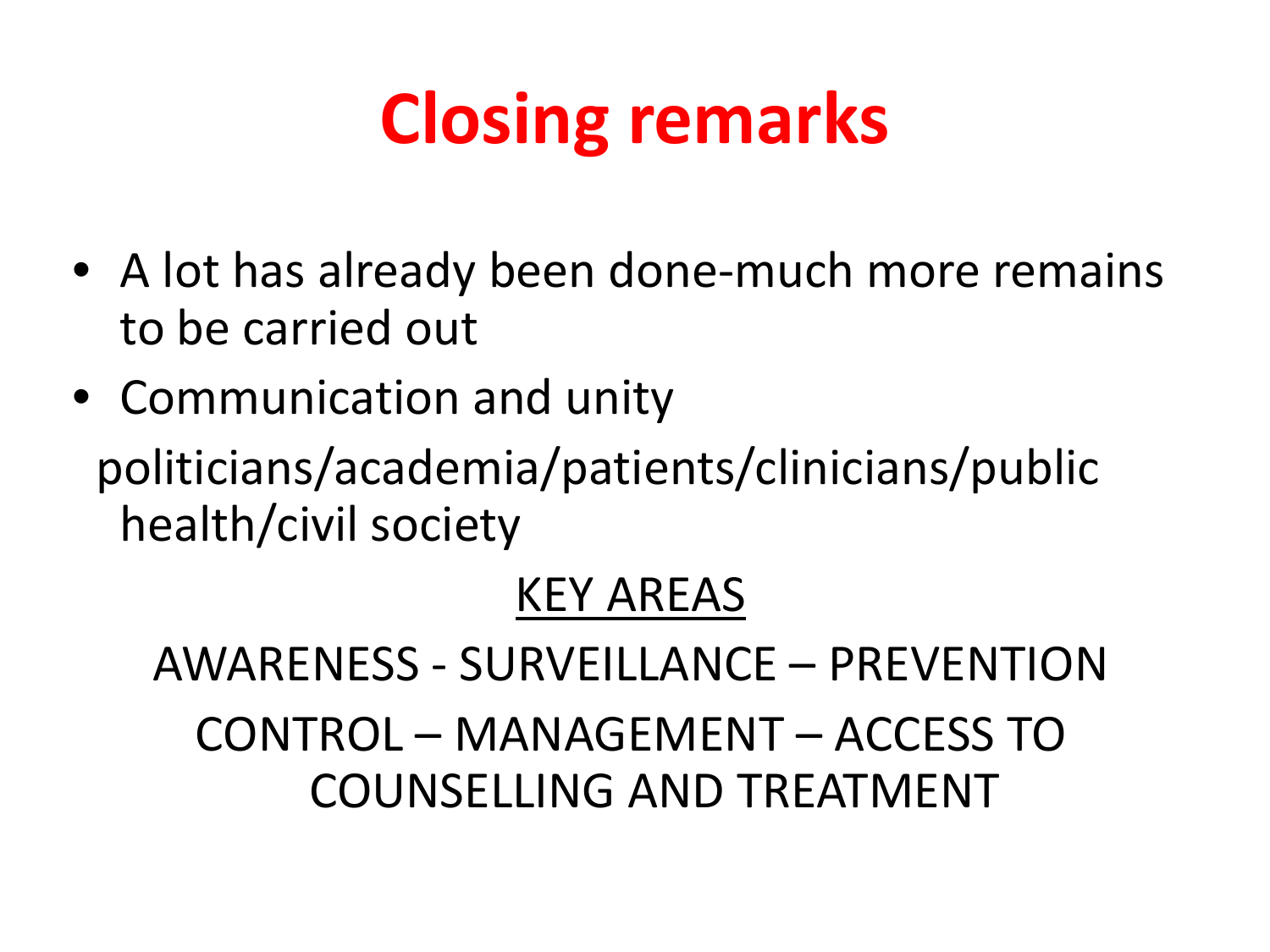# Closing remarks

- A lot has already been done-much more remains to be carried out
- Communication and unity

politicians/academia/patients/clinicians/public health/civil society

<u>KEY AREAS</u>

AWARENESS - SURVEILLANCE – PREVENTION

CONTROL – MANAGEMENT – ACCESS TO COUNSELLING AND TREATMENT